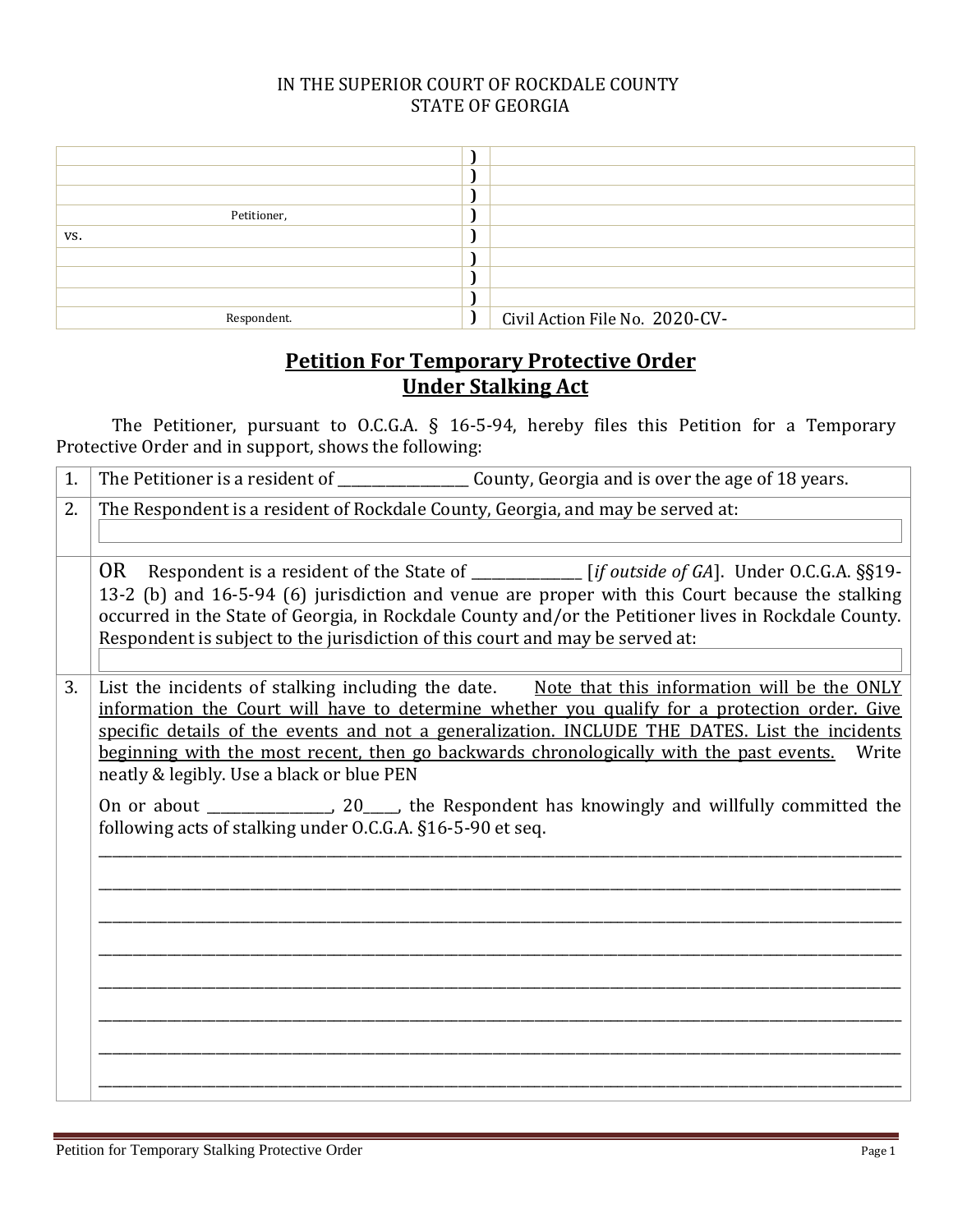IN THE SUPERIOR COURT OF ROCKDALE COUNTY
STATE OF GEORGIA

| | | |
|---|---|---|
| | ) | |
| | ) | |
| | ) | |
| Petitioner, | ) | |
| vs. | ) | |
| | ) | |
| | ) | |
| | ) | |
| Respondent. | ) | Civil Action File No. 2020-CV- |

## **Petition For Temporary Protective Order Under Stalking Act**

The Petitioner, pursuant to O.C.G.A. § 16-5-94, hereby files this Petition for a Temporary Protective Order and in support, shows the following:

| | |
|---|---|
| 1. | The Petitioner is a resident of ___________________ County, Georgia and is over the age of 18 years. |
| 2. | The Respondent is a resident of Rockdale County, Georgia, and may be served at: ______________________________ |
| | OR Respondent is a resident of the State of ________________ [*if outside of GA*]. Under O.C.G.A. §§19-13-2 (b) and 16-5-94 (6) jurisdiction and venue are proper with this Court because the stalking occurred in the State of Georgia, in Rockdale County and/or the Petitioner lives in Rockdale County. Respondent is subject to the jurisdiction of this court and may be served at: ______________________________ |
| 3. | List the incidents of stalking including the date. <u>Note that this information will be the ONLY information the Court will have to determine whether you qualify for a protection order. Give specific details of the events and not a generalization. INCLUDE THE DATES. List the incidents beginning with the most recent, then go backwards chronologically with the past events.</u> Write neatly & legibly. Use a black or blue PEN<br><br>On or about _________________, 20_____, the Respondent has knowingly and willfully committed the following acts of stalking under O.C.G.A. §16-5-90 et seq.<br>______________________________________________________________________<br>______________________________________________________________________<br>______________________________________________________________________<br>______________________________________________________________________<br>______________________________________________________________________<br>______________________________________________________________________<br>______________________________________________________________________<br>______________________________________________________________________ |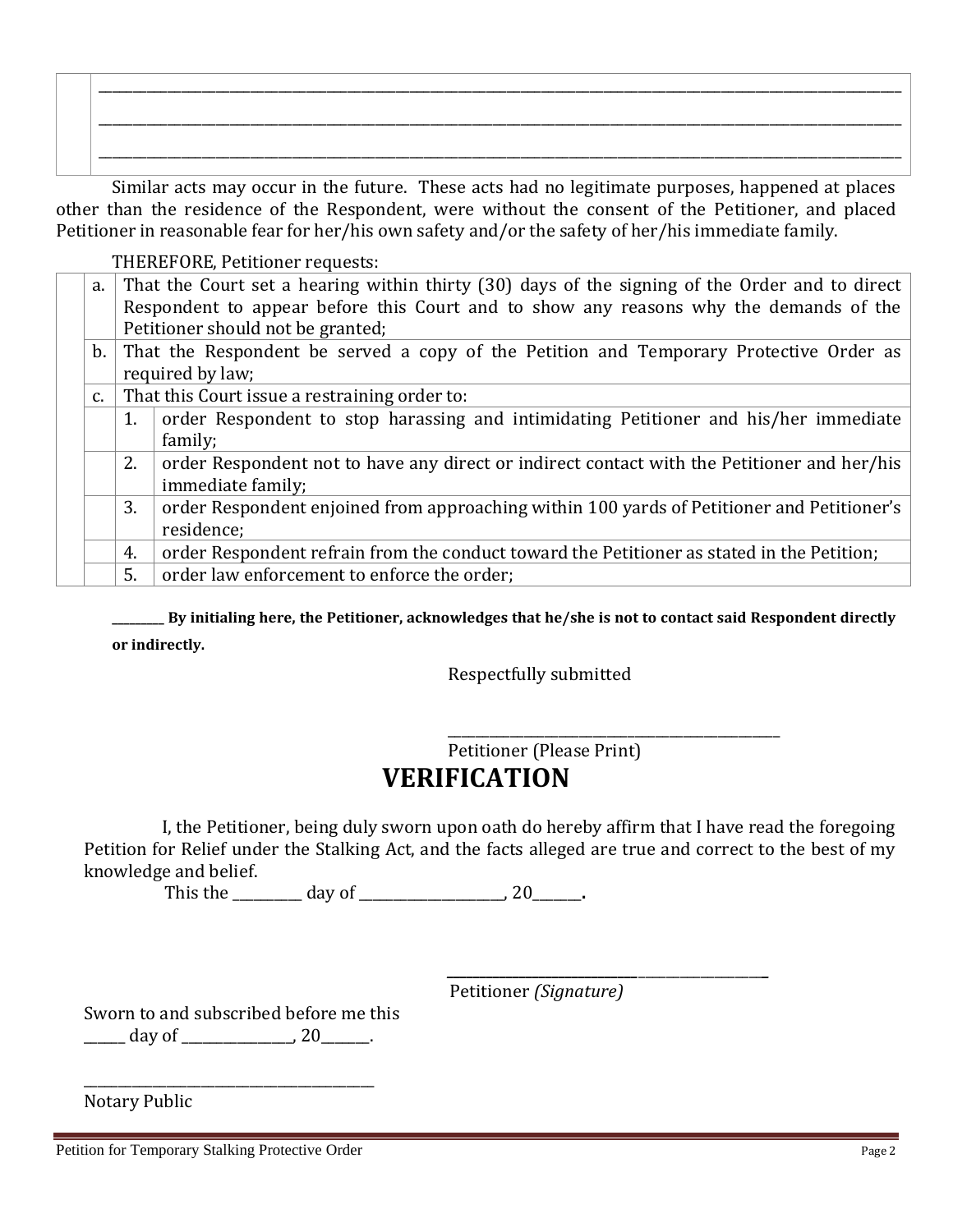| | |
|---|---|
| | ______________________________________________________________________________ |
| | ______________________________________________________________________________ |
| | ______________________________________________________________________________ |

Similar acts may occur in the future. These acts had no legitimate purposes, happened at places other than the residence of the Respondent, were without the consent of the Petitioner, and placed Petitioner in reasonable fear for her/his own safety and/or the safety of her/his immediate family.

THEREFORE, Petitioner requests:

| | | | |
|---|---|---|---|
| | a. | That the Court set a hearing within thirty (30) days of the signing of the Order and to direct Respondent to appear before this Court and to show any reasons why the demands of the Petitioner should not be granted; | |
| | b. | That the Respondent be served a copy of the Petition and Temporary Protective Order as required by law; | |
| | c. | That this Court issue a restraining order to: | |
| | | 1. | order Respondent to stop harassing and intimidating Petitioner and his/her immediate family; |
| | | 2. | order Respondent not to have any direct or indirect contact with the Petitioner and her/his immediate family; |
| | | 3. | order Respondent enjoined from approaching within 100 yards of Petitioner and Petitioner's residence; |
| | | 4. | order Respondent refrain from the conduct toward the Petitioner as stated in the Petition; |
| | | 5. | order law enforcement to enforce the order; |

**_________ By initialing here, the Petitioner, acknowledges that he/she is not to contact said Respondent directly or indirectly.**

Respectfully submitted

_______________________________________________
Petitioner (Please Print)

# VERIFICATION

I, the Petitioner, being duly sworn upon oath do hereby affirm that I have read the foregoing Petition for Relief under the Stalking Act, and the facts alleged are true and correct to the best of my knowledge and belief.

This the _________ day of ___________________, 20______.

_______________________________________________
Petitioner *(Signature)*

Sworn to and subscribed before me this
_____ day of ______________, 20______.

_______________________________________
Notary Public